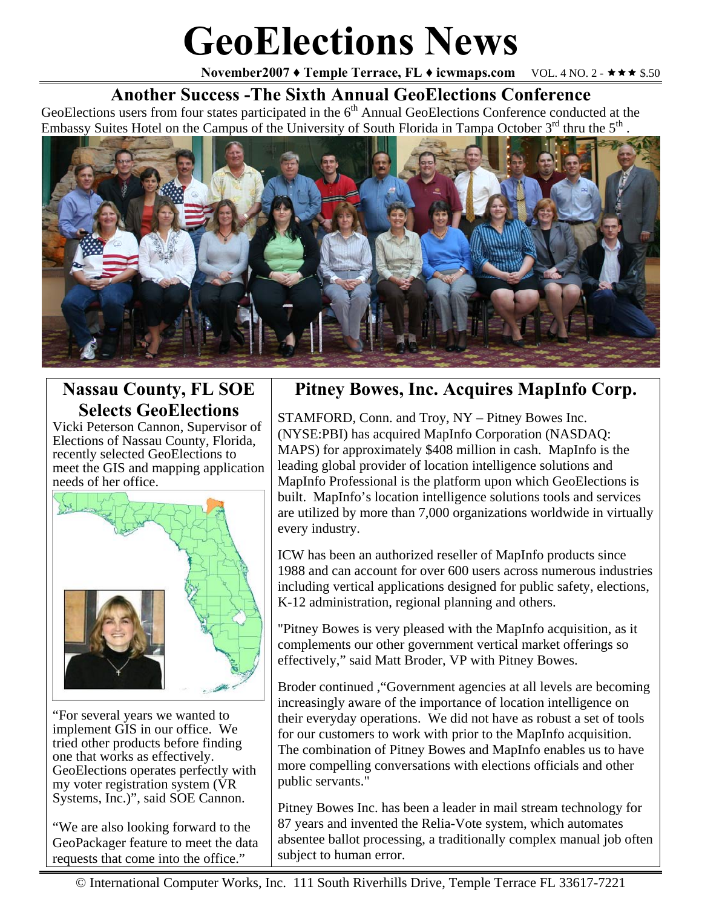# GeoElections News

**November2007 ♦ Temple Terrace, FL ♦ icwmaps.com** VOL. 4 NO. 2 - ★★★ $.50

## Another Success -The Sixth Annual GeoElections Conference

GeoElections users from four states participated in the 6th Annual GeoElections Conference conducted at the Embassy Suites Hotel on the Campus of the University of South Florida in Tampa October 3rd thru the 5th .

## Nassau County, FL SOE Selects GeoElections

Vicki Peterson Cannon, Supervisor of Elections of Nassau County, Florida, recently selected GeoElections to meet the GIS and mapping application needs of her office.

"For several years we wanted to implement GIS in our office. We tried other products before finding one that works as effectively. GeoElections operates perfectly with my voter registration system (VR Systems, Inc.)", said SOE Cannon.

"We are also looking forward to the GeoPackager feature to meet the data requests that come into the office."

## Pitney Bowes, Inc. Acquires MapInfo Corp.

STAMFORD, Conn. and Troy, NY – Pitney Bowes Inc. (NYSE:PBI) has acquired MapInfo Corporation (NASDAQ: MAPS) for approximately $408 million in cash. MapInfo is the leading global provider of location intelligence solutions and MapInfo Professional is the platform upon which GeoElections is built. MapInfo's location intelligence solutions tools and services are utilized by more than 7,000 organizations worldwide in virtually every industry.

ICW has been an authorized reseller of MapInfo products since 1988 and can account for over 600 users across numerous industries including vertical applications designed for public safety, elections, K-12 administration, regional planning and others.

"Pitney Bowes is very pleased with the MapInfo acquisition, as it complements our other government vertical market offerings so effectively," said Matt Broder, VP with Pitney Bowes.

Broder continued ,"Government agencies at all levels are becoming increasingly aware of the importance of location intelligence on their everyday operations. We did not have as robust a set of tools for our customers to work with prior to the MapInfo acquisition. The combination of Pitney Bowes and MapInfo enables us to have more compelling conversations with elections officials and other public servants."

Pitney Bowes Inc. has been a leader in mail stream technology for 87 years and invented the Relia-Vote system, which automates absentee ballot processing, a traditionally complex manual job often subject to human error.

© International Computer Works, Inc. 111 South Riverhills Drive, Temple Terrace FL 33617-7221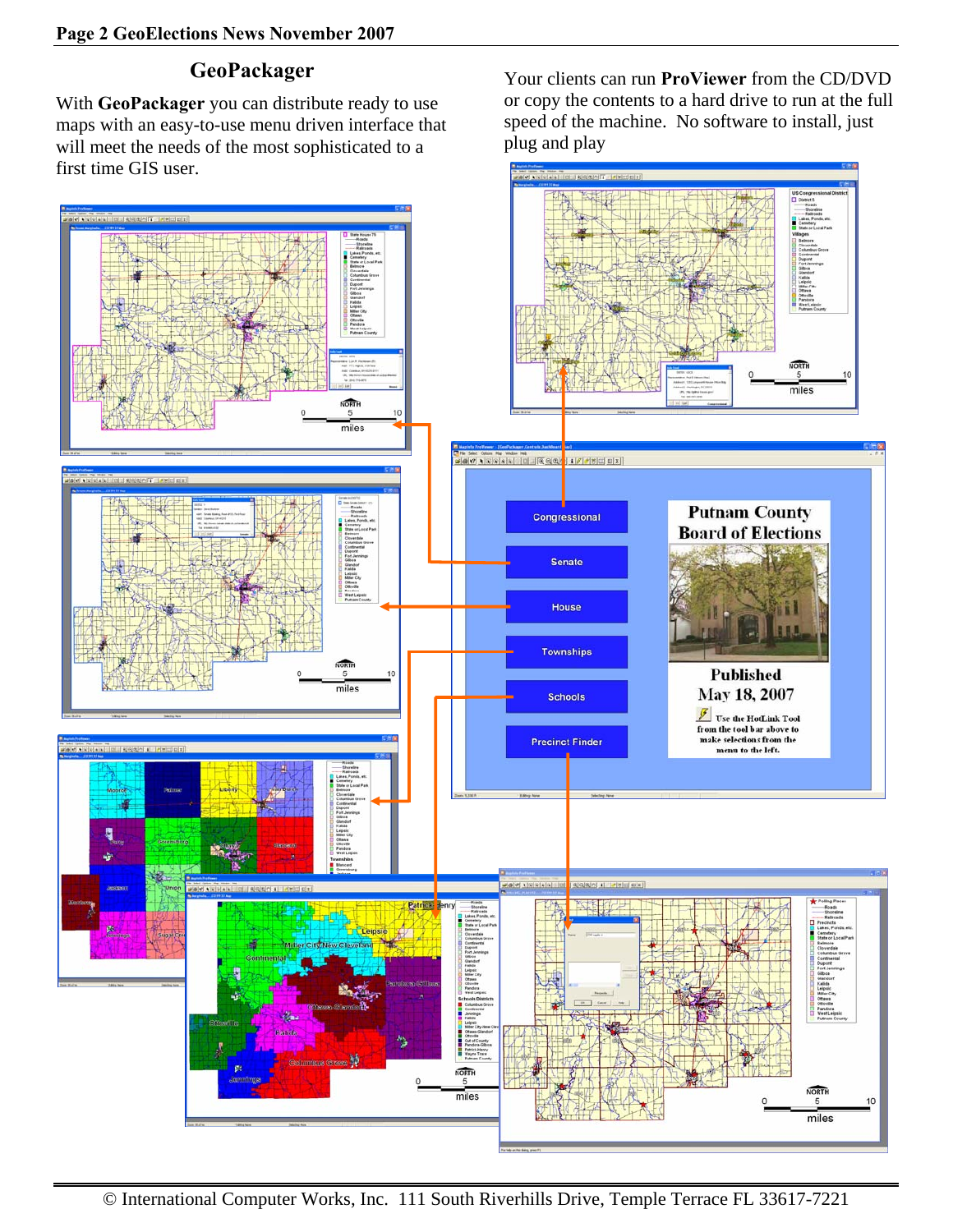## GeoPackager

With **GeoPackager** you can distribute ready to use maps with an easy-to-use menu driven interface that will meet the needs of the most sophisticated to a first time GIS user.

Your clients can run **ProViewer** from the CD/DVD or copy the contents to a hard drive to run at the full speed of the machine. No software to install, just plug and play

Congressional

Senate

House

Townships

Schools

Precinct Finder

Putnam County Board of Elections

Published May 18, 2007

Use the HotLink Tool from the tool bar above to make selections from the menu to the left.

© International Computer Works, Inc. 111 South Riverhills Drive, Temple Terrace FL 33617-7221